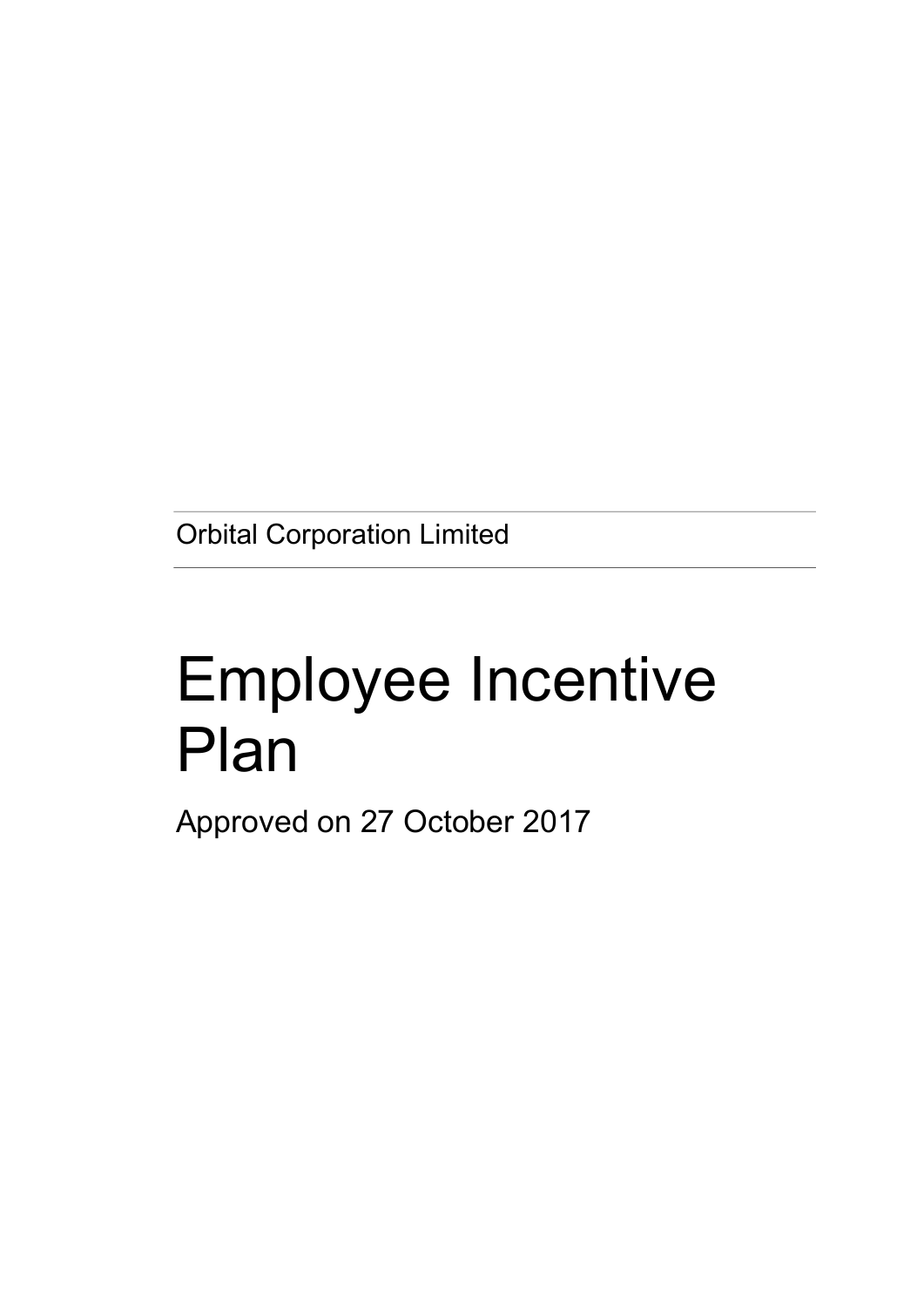Orbital Corporation Limited

# Employee Incentive Plan

Approved on 27 October 2017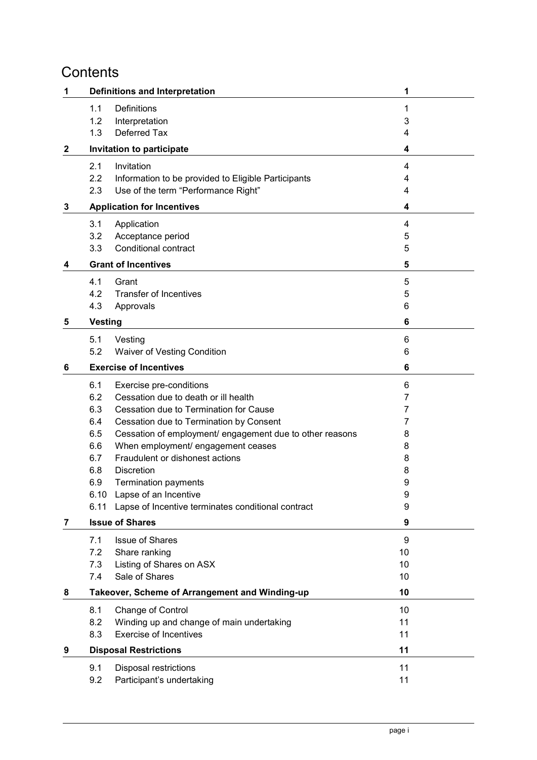# Contents

| | | |
|---|---|---|
| **1** | **Definitions and Interpretation** | **1** |
| 1.1 | Definitions | 1 |
| 1.2 | Interpretation | 3 |
| 1.3 | Deferred Tax | 4 |
| **2** | **Invitation to participate** | **4** |
| 2.1 | Invitation | 4 |
| 2.2 | Information to be provided to Eligible Participants | 4 |
| 2.3 | Use of the term "Performance Right" | 4 |
| **3** | **Application for Incentives** | **4** |
| 3.1 | Application | 4 |
| 3.2 | Acceptance period | 5 |
| 3.3 | Conditional contract | 5 |
| **4** | **Grant of Incentives** | **5** |
| 4.1 | Grant | 5 |
| 4.2 | Transfer of Incentives | 5 |
| 4.3 | Approvals | 6 |
| **5** | **Vesting** | **6** |
| 5.1 | Vesting | 6 |
| 5.2 | Waiver of Vesting Condition | 6 |
| **6** | **Exercise of Incentives** | **6** |
| 6.1 | Exercise pre-conditions | 6 |
| 6.2 | Cessation due to death or ill health | 7 |
| 6.3 | Cessation due to Termination for Cause | 7 |
| 6.4 | Cessation due to Termination by Consent | 7 |
| 6.5 | Cessation of employment/ engagement due to other reasons | 8 |
| 6.6 | When employment/ engagement ceases | 8 |
| 6.7 | Fraudulent or dishonest actions | 8 |
| 6.8 | Discretion | 8 |
| 6.9 | Termination payments | 9 |
| 6.10 | Lapse of an Incentive | 9 |
| 6.11 | Lapse of Incentive terminates conditional contract | 9 |
| **7** | **Issue of Shares** | **9** |
| 7.1 | Issue of Shares | 9 |
| 7.2 | Share ranking | 10 |
| 7.3 | Listing of Shares on ASX | 10 |
| 7.4 | Sale of Shares | 10 |
| **8** | **Takeover, Scheme of Arrangement and Winding-up** | **10** |
| 8.1 | Change of Control | 10 |
| 8.2 | Winding up and change of main undertaking | 11 |
| 8.3 | Exercise of Incentives | 11 |
| **9** | **Disposal Restrictions** | **11** |
| 9.1 | Disposal restrictions | 11 |
| 9.2 | Participant's undertaking | 11 |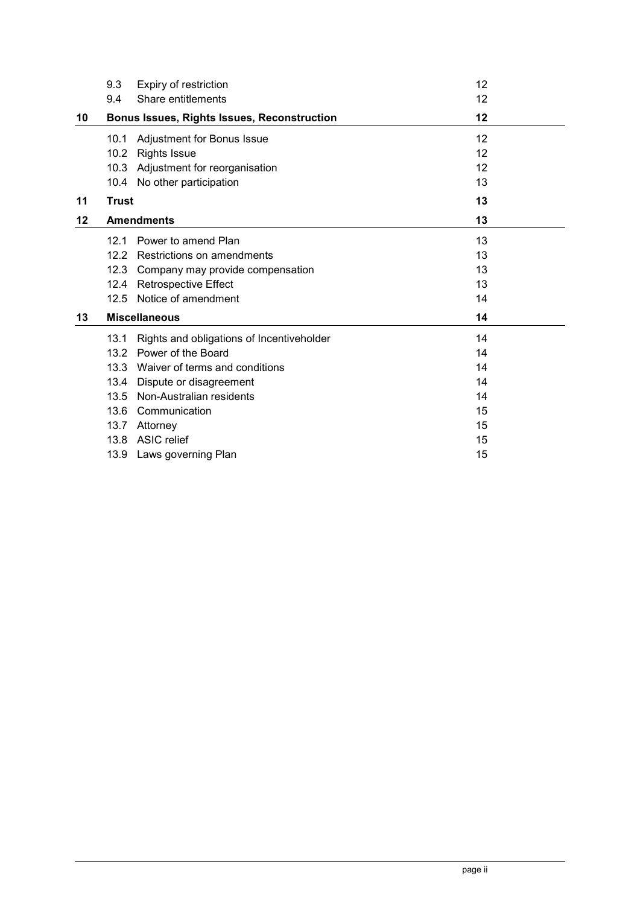| | | |
|---|---|---|
| 9.3 | Expiry of restriction | 12 |
| 9.4 | Share entitlements | 12 |
| **10** | **Bonus Issues, Rights Issues, Reconstruction** | **12** |
| 10.1 | Adjustment for Bonus Issue | 12 |
| 10.2 | Rights Issue | 12 |
| 10.3 | Adjustment for reorganisation | 12 |
| 10.4 | No other participation | 13 |
| **11** | **Trust** | **13** |
| **12** | **Amendments** | **13** |
| 12.1 | Power to amend Plan | 13 |
| 12.2 | Restrictions on amendments | 13 |
| 12.3 | Company may provide compensation | 13 |
| 12.4 | Retrospective Effect | 13 |
| 12.5 | Notice of amendment | 14 |
| **13** | **Miscellaneous** | **14** |
| 13.1 | Rights and obligations of Incentiveholder | 14 |
| 13.2 | Power of the Board | 14 |
| 13.3 | Waiver of terms and conditions | 14 |
| 13.4 | Dispute or disagreement | 14 |
| 13.5 | Non-Australian residents | 14 |
| 13.6 | Communication | 15 |
| 13.7 | Attorney | 15 |
| 13.8 | ASIC relief | 15 |
| 13.9 | Laws governing Plan | 15 |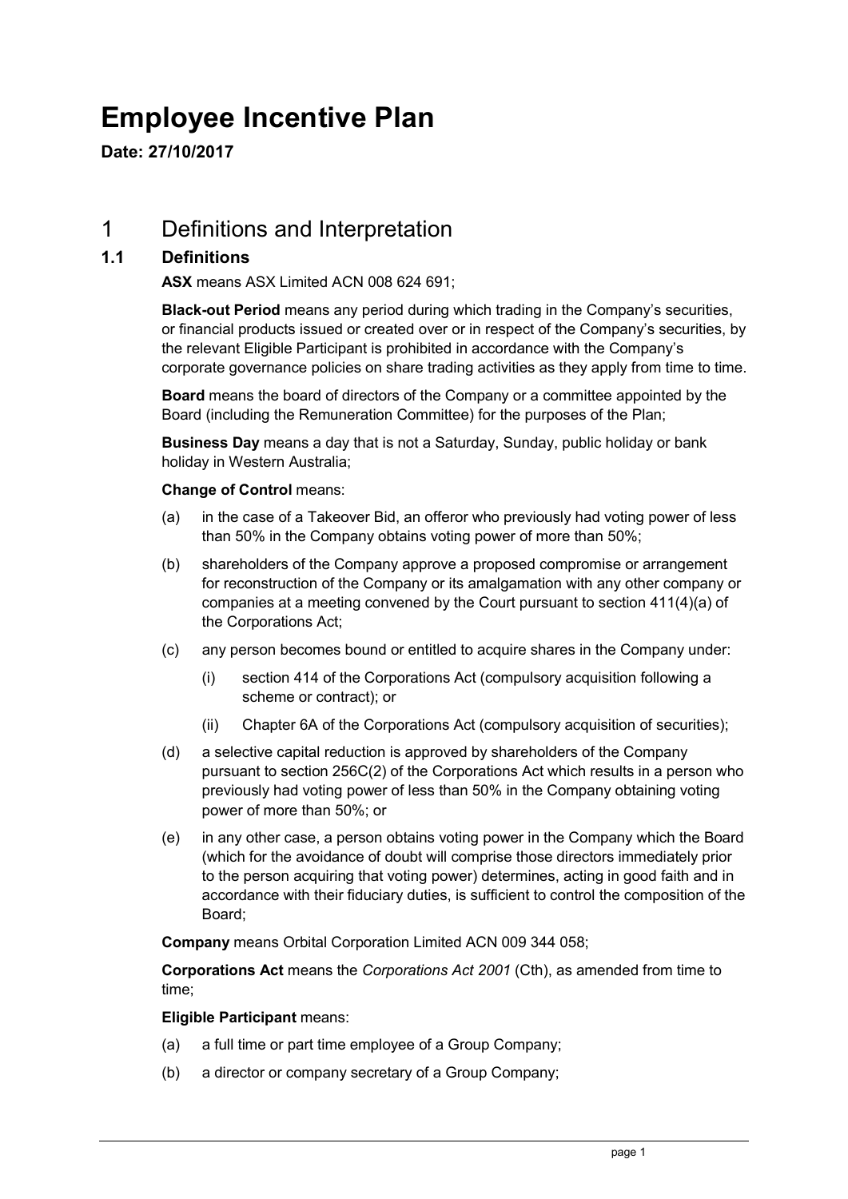# Employee Incentive Plan

**Date: 27/10/2017**

## 1 Definitions and Interpretation

### 1.1 Definitions

**ASX** means ASX Limited ACN 008 624 691;

**Black-out Period** means any period during which trading in the Company's securities, or financial products issued or created over or in respect of the Company's securities, by the relevant Eligible Participant is prohibited in accordance with the Company's corporate governance policies on share trading activities as they apply from time to time.

**Board** means the board of directors of the Company or a committee appointed by the Board (including the Remuneration Committee) for the purposes of the Plan;

**Business Day** means a day that is not a Saturday, Sunday, public holiday or bank holiday in Western Australia;

**Change of Control** means:

(a) in the case of a Takeover Bid, an offeror who previously had voting power of less than 50% in the Company obtains voting power of more than 50%;

(b) shareholders of the Company approve a proposed compromise or arrangement for reconstruction of the Company or its amalgamation with any other company or companies at a meeting convened by the Court pursuant to section 411(4)(a) of the Corporations Act;

(c) any person becomes bound or entitled to acquire shares in the Company under:

   (i) section 414 of the Corporations Act (compulsory acquisition following a scheme or contract); or

   (ii) Chapter 6A of the Corporations Act (compulsory acquisition of securities);

(d) a selective capital reduction is approved by shareholders of the Company pursuant to section 256C(2) of the Corporations Act which results in a person who previously had voting power of less than 50% in the Company obtaining voting power of more than 50%; or

(e) in any other case, a person obtains voting power in the Company which the Board (which for the avoidance of doubt will comprise those directors immediately prior to the person acquiring that voting power) determines, acting in good faith and in accordance with their fiduciary duties, is sufficient to control the composition of the Board;

**Company** means Orbital Corporation Limited ACN 009 344 058;

**Corporations Act** means the *Corporations Act 2001* (Cth), as amended from time to time;

**Eligible Participant** means:

(a) a full time or part time employee of a Group Company;

(b) a director or company secretary of a Group Company;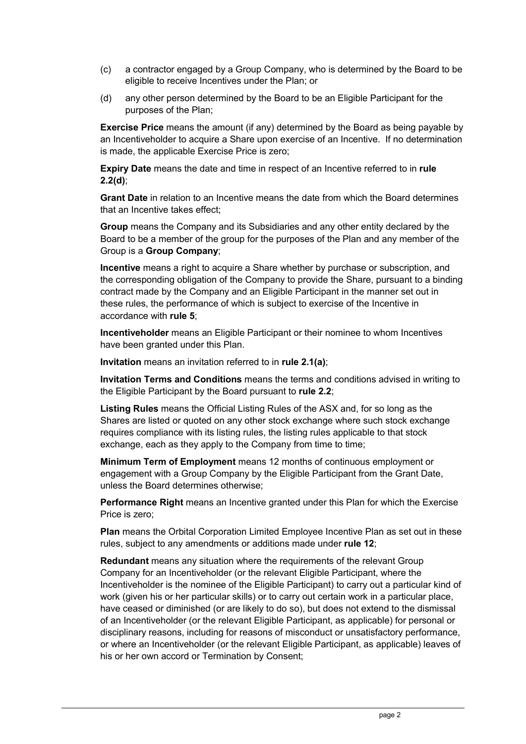(c) a contractor engaged by a Group Company, who is determined by the Board to be eligible to receive Incentives under the Plan; or

(d) any other person determined by the Board to be an Eligible Participant for the purposes of the Plan;

**Exercise Price** means the amount (if any) determined by the Board as being payable by an Incentiveholder to acquire a Share upon exercise of an Incentive. If no determination is made, the applicable Exercise Price is zero;

**Expiry Date** means the date and time in respect of an Incentive referred to in **rule 2.2(d)**;

**Grant Date** in relation to an Incentive means the date from which the Board determines that an Incentive takes effect;

**Group** means the Company and its Subsidiaries and any other entity declared by the Board to be a member of the group for the purposes of the Plan and any member of the Group is a **Group Company**;

**Incentive** means a right to acquire a Share whether by purchase or subscription, and the corresponding obligation of the Company to provide the Share, pursuant to a binding contract made by the Company and an Eligible Participant in the manner set out in these rules, the performance of which is subject to exercise of the Incentive in accordance with **rule 5**;

**Incentiveholder** means an Eligible Participant or their nominee to whom Incentives have been granted under this Plan.

**Invitation** means an invitation referred to in **rule 2.1(a)**;

**Invitation Terms and Conditions** means the terms and conditions advised in writing to the Eligible Participant by the Board pursuant to **rule 2.2**;

**Listing Rules** means the Official Listing Rules of the ASX and, for so long as the Shares are listed or quoted on any other stock exchange where such stock exchange requires compliance with its listing rules, the listing rules applicable to that stock exchange, each as they apply to the Company from time to time;

**Minimum Term of Employment** means 12 months of continuous employment or engagement with a Group Company by the Eligible Participant from the Grant Date, unless the Board determines otherwise;

**Performance Right** means an Incentive granted under this Plan for which the Exercise Price is zero;

**Plan** means the Orbital Corporation Limited Employee Incentive Plan as set out in these rules, subject to any amendments or additions made under **rule 12**;

**Redundant** means any situation where the requirements of the relevant Group Company for an Incentiveholder (or the relevant Eligible Participant, where the Incentiveholder is the nominee of the Eligible Participant) to carry out a particular kind of work (given his or her particular skills) or to carry out certain work in a particular place, have ceased or diminished (or are likely to do so), but does not extend to the dismissal of an Incentiveholder (or the relevant Eligible Participant, as applicable) for personal or disciplinary reasons, including for reasons of misconduct or unsatisfactory performance, or where an Incentiveholder (or the relevant Eligible Participant, as applicable) leaves of his or her own accord or Termination by Consent;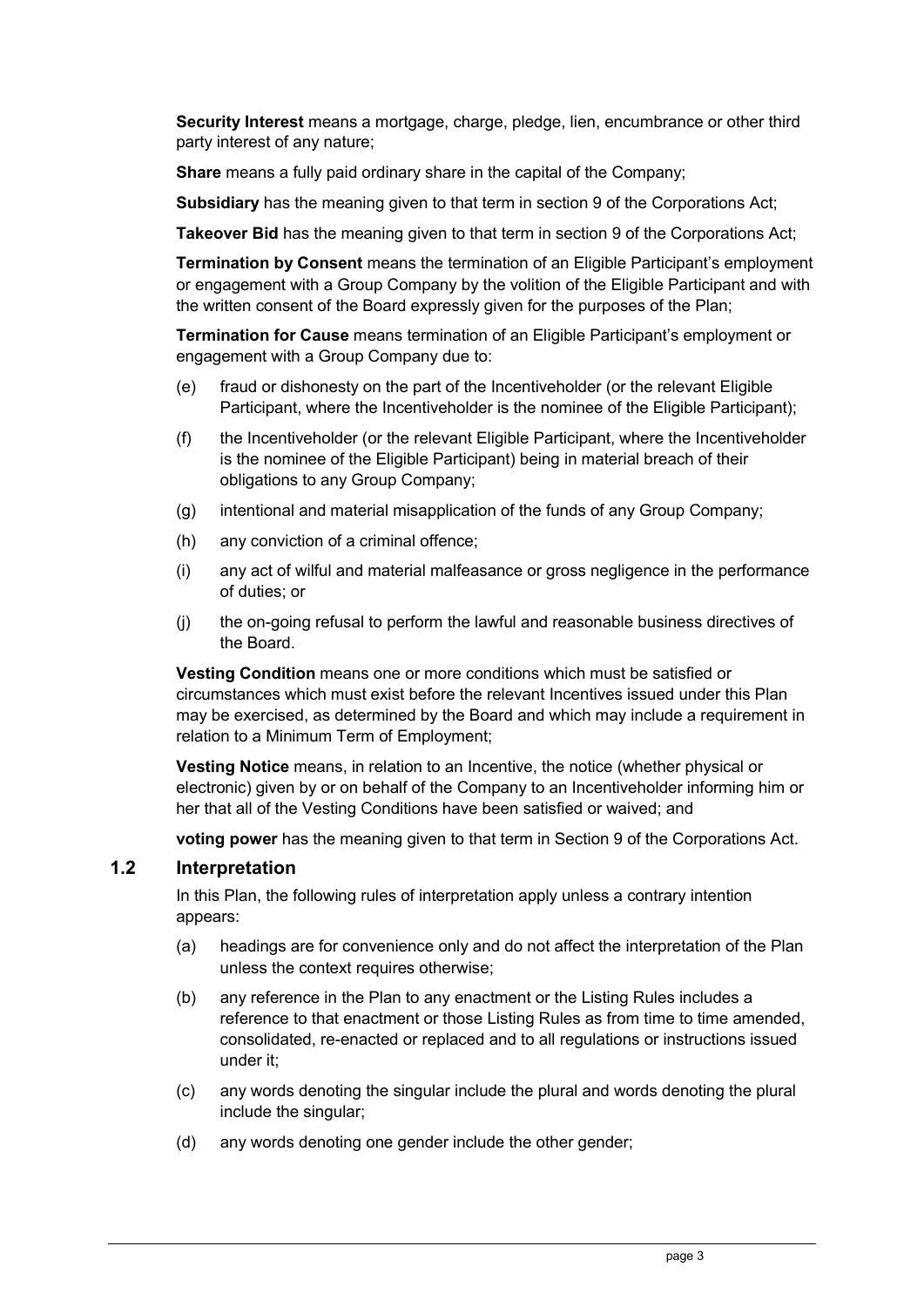**Security Interest** means a mortgage, charge, pledge, lien, encumbrance or other third party interest of any nature;

**Share** means a fully paid ordinary share in the capital of the Company;

**Subsidiary** has the meaning given to that term in section 9 of the Corporations Act;

**Takeover Bid** has the meaning given to that term in section 9 of the Corporations Act;

**Termination by Consent** means the termination of an Eligible Participant's employment or engagement with a Group Company by the volition of the Eligible Participant and with the written consent of the Board expressly given for the purposes of the Plan;

**Termination for Cause** means termination of an Eligible Participant's employment or engagement with a Group Company due to:

(e) fraud or dishonesty on the part of the Incentiveholder (or the relevant Eligible Participant, where the Incentiveholder is the nominee of the Eligible Participant);

(f) the Incentiveholder (or the relevant Eligible Participant, where the Incentiveholder is the nominee of the Eligible Participant) being in material breach of their obligations to any Group Company;

(g) intentional and material misapplication of the funds of any Group Company;

(h) any conviction of a criminal offence;

(i) any act of wilful and material malfeasance or gross negligence in the performance of duties; or

(j) the on-going refusal to perform the lawful and reasonable business directives of the Board.

**Vesting Condition** means one or more conditions which must be satisfied or circumstances which must exist before the relevant Incentives issued under this Plan may be exercised, as determined by the Board and which may include a requirement in relation to a Minimum Term of Employment;

**Vesting Notice** means, in relation to an Incentive, the notice (whether physical or electronic) given by or on behalf of the Company to an Incentiveholder informing him or her that all of the Vesting Conditions have been satisfied or waived; and

**voting power** has the meaning given to that term in Section 9 of the Corporations Act.

## 1.2 Interpretation

In this Plan, the following rules of interpretation apply unless a contrary intention appears:

(a) headings are for convenience only and do not affect the interpretation of the Plan unless the context requires otherwise;

(b) any reference in the Plan to any enactment or the Listing Rules includes a reference to that enactment or those Listing Rules as from time to time amended, consolidated, re-enacted or replaced and to all regulations or instructions issued under it;

(c) any words denoting the singular include the plural and words denoting the plural include the singular;

(d) any words denoting one gender include the other gender;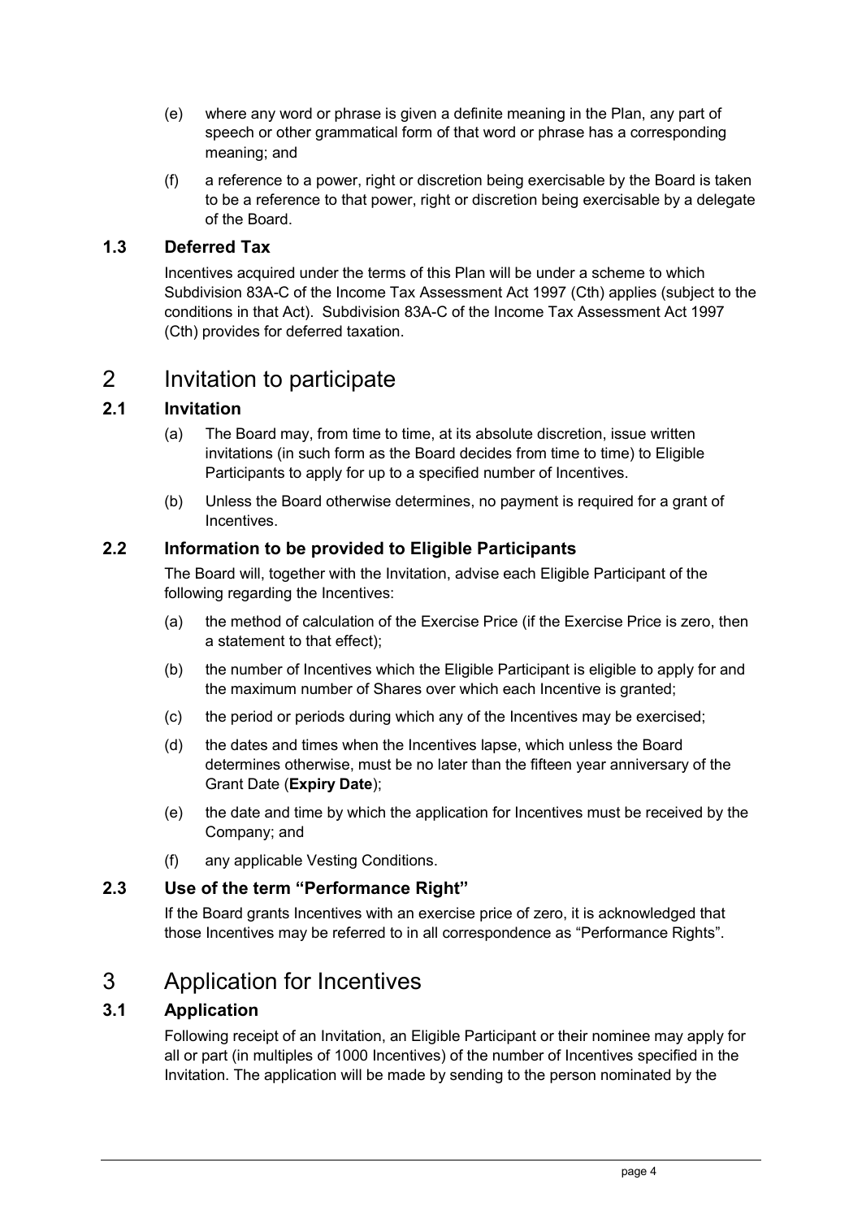(e) where any word or phrase is given a definite meaning in the Plan, any part of speech or other grammatical form of that word or phrase has a corresponding meaning; and

(f) a reference to a power, right or discretion being exercisable by the Board is taken to be a reference to that power, right or discretion being exercisable by a delegate of the Board.

### 1.3 Deferred Tax

Incentives acquired under the terms of this Plan will be under a scheme to which Subdivision 83A-C of the Income Tax Assessment Act 1997 (Cth) applies (subject to the conditions in that Act). Subdivision 83A-C of the Income Tax Assessment Act 1997 (Cth) provides for deferred taxation.

## 2 Invitation to participate

### 2.1 Invitation

(a) The Board may, from time to time, at its absolute discretion, issue written invitations (in such form as the Board decides from time to time) to Eligible Participants to apply for up to a specified number of Incentives.

(b) Unless the Board otherwise determines, no payment is required for a grant of Incentives.

### 2.2 Information to be provided to Eligible Participants

The Board will, together with the Invitation, advise each Eligible Participant of the following regarding the Incentives:

(a) the method of calculation of the Exercise Price (if the Exercise Price is zero, then a statement to that effect);

(b) the number of Incentives which the Eligible Participant is eligible to apply for and the maximum number of Shares over which each Incentive is granted;

(c) the period or periods during which any of the Incentives may be exercised;

(d) the dates and times when the Incentives lapse, which unless the Board determines otherwise, must be no later than the fifteen year anniversary of the Grant Date (**Expiry Date**);

(e) the date and time by which the application for Incentives must be received by the Company; and

(f) any applicable Vesting Conditions.

### 2.3 Use of the term "Performance Right"

If the Board grants Incentives with an exercise price of zero, it is acknowledged that those Incentives may be referred to in all correspondence as "Performance Rights".

## 3 Application for Incentives

### 3.1 Application

Following receipt of an Invitation, an Eligible Participant or their nominee may apply for all or part (in multiples of 1000 Incentives) of the number of Incentives specified in the Invitation. The application will be made by sending to the person nominated by the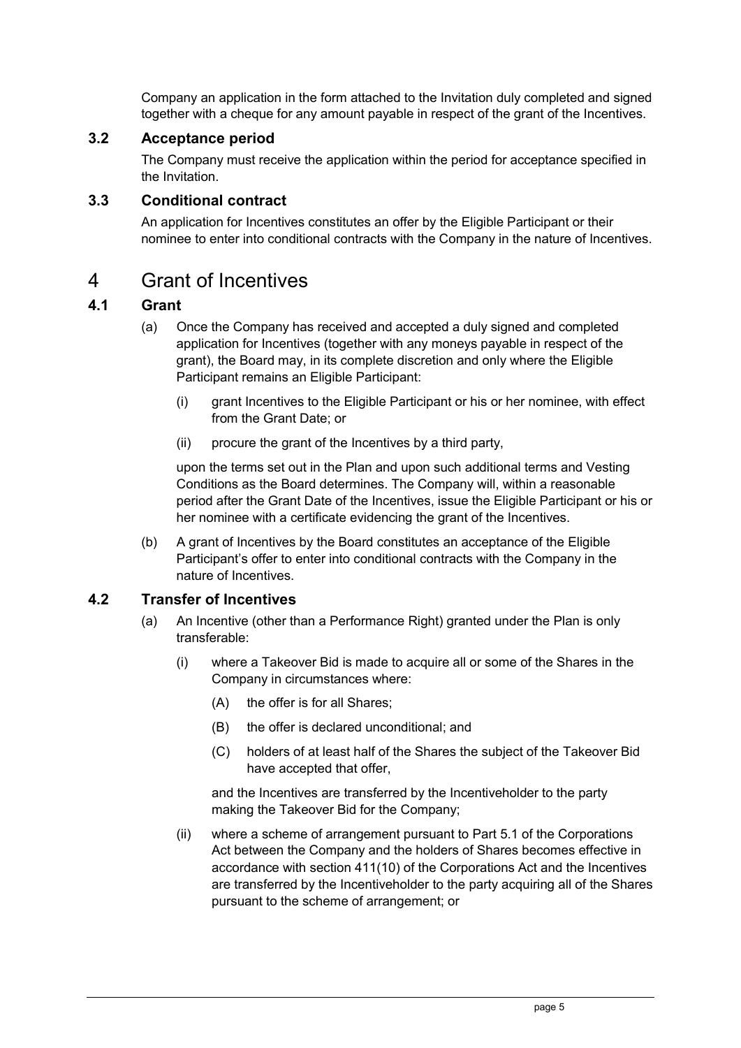Company an application in the form attached to the Invitation duly completed and signed together with a cheque for any amount payable in respect of the grant of the Incentives.

### 3.2 Acceptance period

The Company must receive the application within the period for acceptance specified in the Invitation.

### 3.3 Conditional contract

An application for Incentives constitutes an offer by the Eligible Participant or their nominee to enter into conditional contracts with the Company in the nature of Incentives.

# 4 Grant of Incentives

### 4.1 Grant

(a) Once the Company has received and accepted a duly signed and completed application for Incentives (together with any moneys payable in respect of the grant), the Board may, in its complete discretion and only where the Eligible Participant remains an Eligible Participant:

(i) grant Incentives to the Eligible Participant or his or her nominee, with effect from the Grant Date; or

(ii) procure the grant of the Incentives by a third party,

upon the terms set out in the Plan and upon such additional terms and Vesting Conditions as the Board determines. The Company will, within a reasonable period after the Grant Date of the Incentives, issue the Eligible Participant or his or her nominee with a certificate evidencing the grant of the Incentives.

(b) A grant of Incentives by the Board constitutes an acceptance of the Eligible Participant's offer to enter into conditional contracts with the Company in the nature of Incentives.

### 4.2 Transfer of Incentives

(a) An Incentive (other than a Performance Right) granted under the Plan is only transferable:

(i) where a Takeover Bid is made to acquire all or some of the Shares in the Company in circumstances where:

(A) the offer is for all Shares;

(B) the offer is declared unconditional; and

(C) holders of at least half of the Shares the subject of the Takeover Bid have accepted that offer,

and the Incentives are transferred by the Incentiveholder to the party making the Takeover Bid for the Company;

(ii) where a scheme of arrangement pursuant to Part 5.1 of the Corporations Act between the Company and the holders of Shares becomes effective in accordance with section 411(10) of the Corporations Act and the Incentives are transferred by the Incentiveholder to the party acquiring all of the Shares pursuant to the scheme of arrangement; or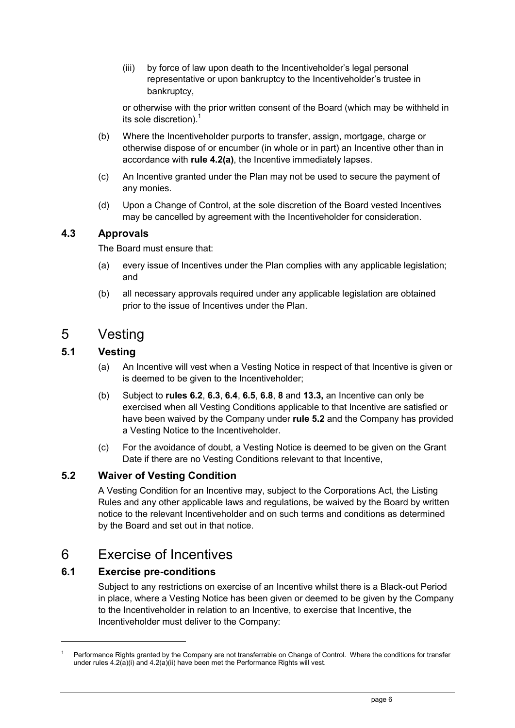(iii) by force of law upon death to the Incentiveholder's legal personal representative or upon bankruptcy to the Incentiveholder's trustee in bankruptcy,

or otherwise with the prior written consent of the Board (which may be withheld in its sole discretion).[1]

(b) Where the Incentiveholder purports to transfer, assign, mortgage, charge or otherwise dispose of or encumber (in whole or in part) an Incentive other than in accordance with **rule 4.2(a)**, the Incentive immediately lapses.

(c) An Incentive granted under the Plan may not be used to secure the payment of any monies.

(d) Upon a Change of Control, at the sole discretion of the Board vested Incentives may be cancelled by agreement with the Incentiveholder for consideration.

### 4.3 Approvals

The Board must ensure that:

(a) every issue of Incentives under the Plan complies with any applicable legislation; and

(b) all necessary approvals required under any applicable legislation are obtained prior to the issue of Incentives under the Plan.

## 5 Vesting

### 5.1 Vesting

(a) An Incentive will vest when a Vesting Notice in respect of that Incentive is given or is deemed to be given to the Incentiveholder;

(b) Subject to **rules 6.2**, **6.3**, **6.4**, **6.5**, **6.8**, **8** and **13.3,** an Incentive can only be exercised when all Vesting Conditions applicable to that Incentive are satisfied or have been waived by the Company under **rule 5.2** and the Company has provided a Vesting Notice to the Incentiveholder.

(c) For the avoidance of doubt, a Vesting Notice is deemed to be given on the Grant Date if there are no Vesting Conditions relevant to that Incentive,

### 5.2 Waiver of Vesting Condition

A Vesting Condition for an Incentive may, subject to the Corporations Act, the Listing Rules and any other applicable laws and regulations, be waived by the Board by written notice to the relevant Incentiveholder and on such terms and conditions as determined by the Board and set out in that notice.

## 6 Exercise of Incentives

### 6.1 Exercise pre-conditions

Subject to any restrictions on exercise of an Incentive whilst there is a Black-out Period in place, where a Vesting Notice has been given or deemed to be given by the Company to the Incentiveholder in relation to an Incentive, to exercise that Incentive, the Incentiveholder must deliver to the Company:

---

[1] Performance Rights granted by the Company are not transferrable on Change of Control. Where the conditions for transfer under rules 4.2(a)(i) and 4.2(a)(ii) have been met the Performance Rights will vest.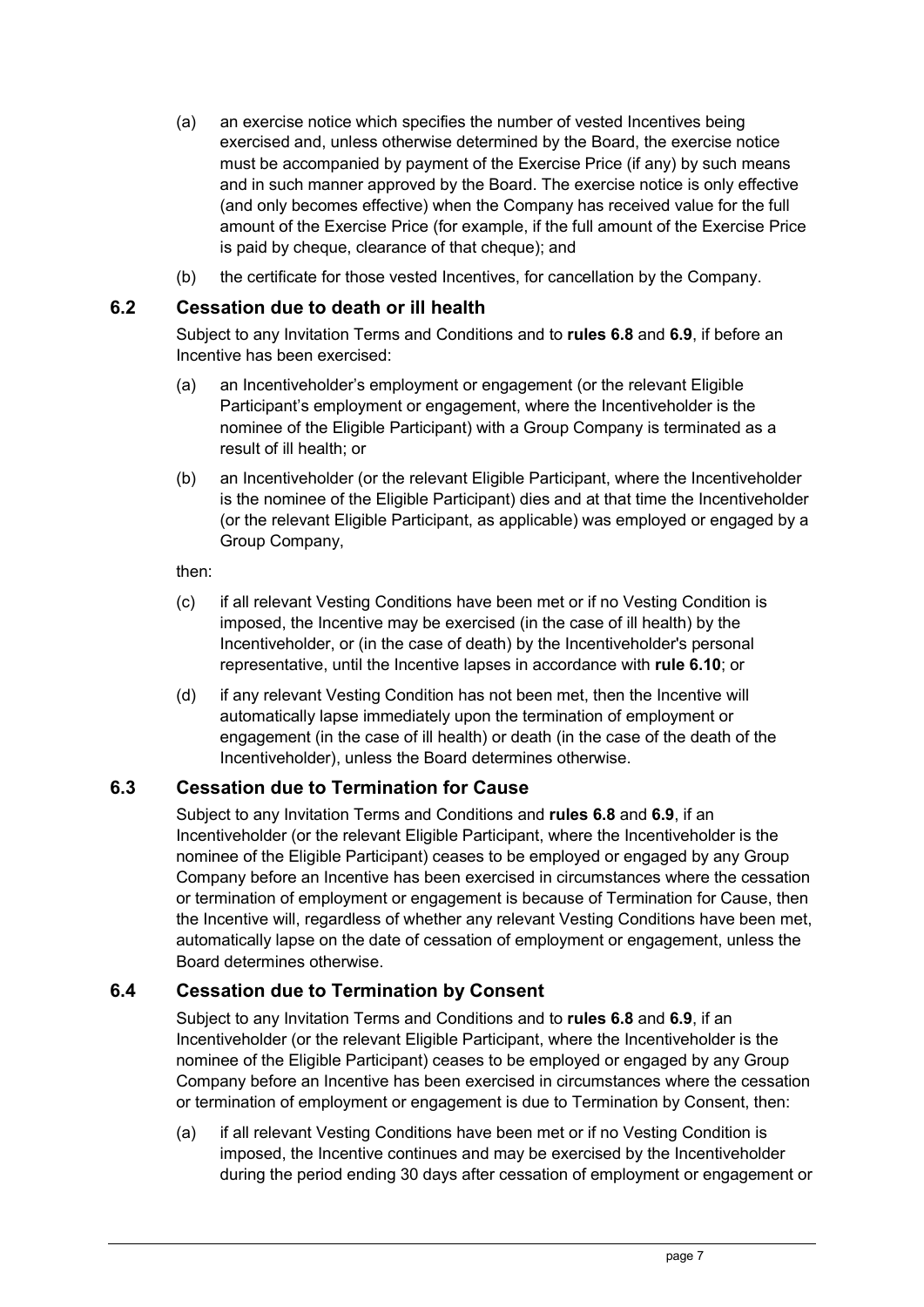(a) an exercise notice which specifies the number of vested Incentives being exercised and, unless otherwise determined by the Board, the exercise notice must be accompanied by payment of the Exercise Price (if any) by such means and in such manner approved by the Board. The exercise notice is only effective (and only becomes effective) when the Company has received value for the full amount of the Exercise Price (for example, if the full amount of the Exercise Price is paid by cheque, clearance of that cheque); and

(b) the certificate for those vested Incentives, for cancellation by the Company.

## 6.2 Cessation due to death or ill health

Subject to any Invitation Terms and Conditions and to **rules 6.8** and **6.9**, if before an Incentive has been exercised:

(a) an Incentiveholder's employment or engagement (or the relevant Eligible Participant's employment or engagement, where the Incentiveholder is the nominee of the Eligible Participant) with a Group Company is terminated as a result of ill health; or

(b) an Incentiveholder (or the relevant Eligible Participant, where the Incentiveholder is the nominee of the Eligible Participant) dies and at that time the Incentiveholder (or the relevant Eligible Participant, as applicable) was employed or engaged by a Group Company,

then:

(c) if all relevant Vesting Conditions have been met or if no Vesting Condition is imposed, the Incentive may be exercised (in the case of ill health) by the Incentiveholder, or (in the case of death) by the Incentiveholder's personal representative, until the Incentive lapses in accordance with **rule 6.10**; or

(d) if any relevant Vesting Condition has not been met, then the Incentive will automatically lapse immediately upon the termination of employment or engagement (in the case of ill health) or death (in the case of the death of the Incentiveholder), unless the Board determines otherwise.

## 6.3 Cessation due to Termination for Cause

Subject to any Invitation Terms and Conditions and **rules 6.8** and **6.9**, if an Incentiveholder (or the relevant Eligible Participant, where the Incentiveholder is the nominee of the Eligible Participant) ceases to be employed or engaged by any Group Company before an Incentive has been exercised in circumstances where the cessation or termination of employment or engagement is because of Termination for Cause, then the Incentive will, regardless of whether any relevant Vesting Conditions have been met, automatically lapse on the date of cessation of employment or engagement, unless the Board determines otherwise.

## 6.4 Cessation due to Termination by Consent

Subject to any Invitation Terms and Conditions and to **rules 6.8** and **6.9**, if an Incentiveholder (or the relevant Eligible Participant, where the Incentiveholder is the nominee of the Eligible Participant) ceases to be employed or engaged by any Group Company before an Incentive has been exercised in circumstances where the cessation or termination of employment or engagement is due to Termination by Consent, then:

(a) if all relevant Vesting Conditions have been met or if no Vesting Condition is imposed, the Incentive continues and may be exercised by the Incentiveholder during the period ending 30 days after cessation of employment or engagement or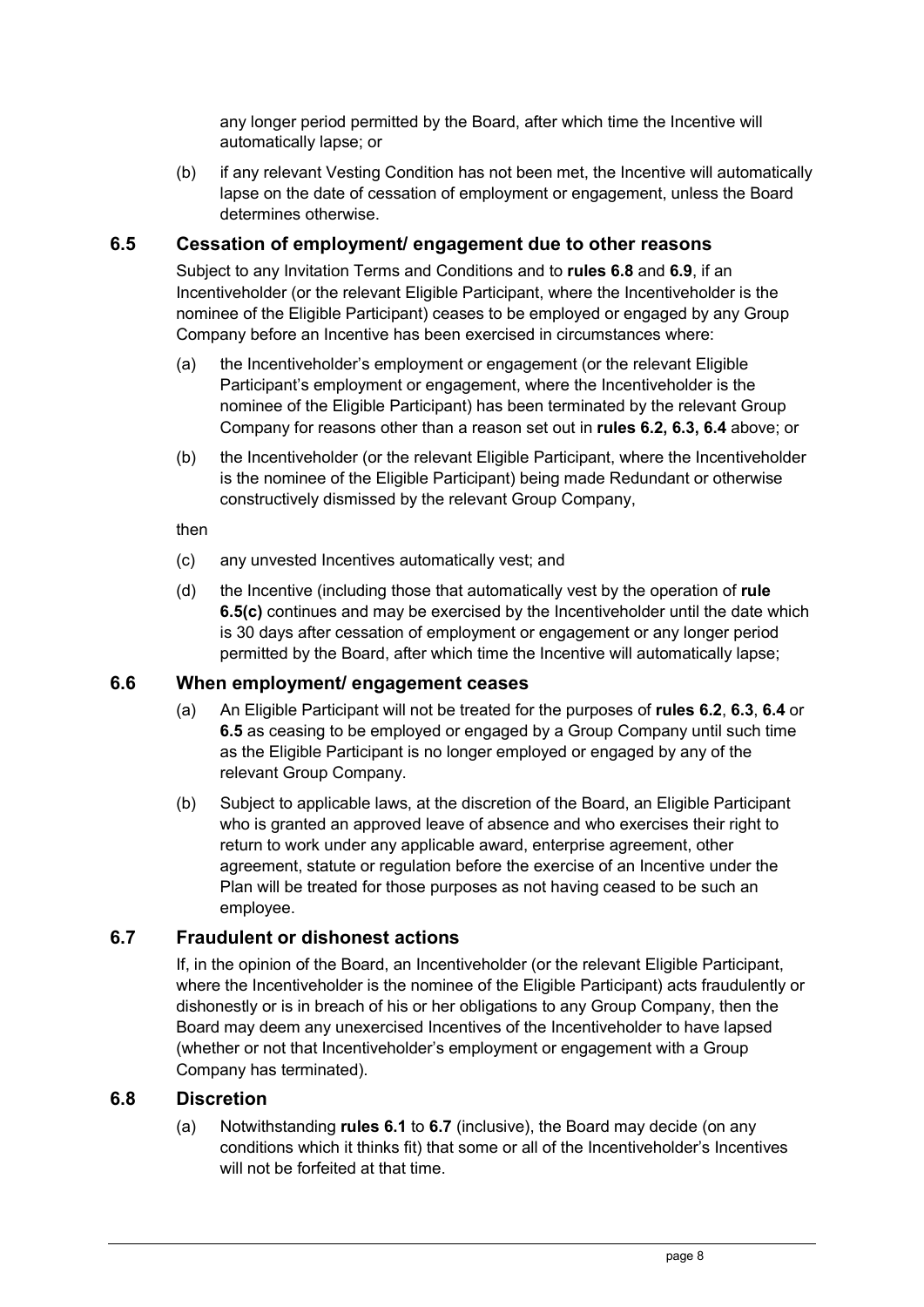any longer period permitted by the Board, after which time the Incentive will automatically lapse; or

(b) if any relevant Vesting Condition has not been met, the Incentive will automatically lapse on the date of cessation of employment or engagement, unless the Board determines otherwise.

### 6.5 Cessation of employment/ engagement due to other reasons

Subject to any Invitation Terms and Conditions and to **rules 6.8** and **6.9**, if an Incentiveholder (or the relevant Eligible Participant, where the Incentiveholder is the nominee of the Eligible Participant) ceases to be employed or engaged by any Group Company before an Incentive has been exercised in circumstances where:

(a) the Incentiveholder's employment or engagement (or the relevant Eligible Participant's employment or engagement, where the Incentiveholder is the nominee of the Eligible Participant) has been terminated by the relevant Group Company for reasons other than a reason set out in **rules 6.2, 6.3, 6.4** above; or

(b) the Incentiveholder (or the relevant Eligible Participant, where the Incentiveholder is the nominee of the Eligible Participant) being made Redundant or otherwise constructively dismissed by the relevant Group Company,

then

(c) any unvested Incentives automatically vest; and

(d) the Incentive (including those that automatically vest by the operation of **rule 6.5(c)** continues and may be exercised by the Incentiveholder until the date which is 30 days after cessation of employment or engagement or any longer period permitted by the Board, after which time the Incentive will automatically lapse;

### 6.6 When employment/ engagement ceases

(a) An Eligible Participant will not be treated for the purposes of **rules 6.2**, **6.3**, **6.4** or **6.5** as ceasing to be employed or engaged by a Group Company until such time as the Eligible Participant is no longer employed or engaged by any of the relevant Group Company.

(b) Subject to applicable laws, at the discretion of the Board, an Eligible Participant who is granted an approved leave of absence and who exercises their right to return to work under any applicable award, enterprise agreement, other agreement, statute or regulation before the exercise of an Incentive under the Plan will be treated for those purposes as not having ceased to be such an employee.

### 6.7 Fraudulent or dishonest actions

If, in the opinion of the Board, an Incentiveholder (or the relevant Eligible Participant, where the Incentiveholder is the nominee of the Eligible Participant) acts fraudulently or dishonestly or is in breach of his or her obligations to any Group Company, then the Board may deem any unexercised Incentives of the Incentiveholder to have lapsed (whether or not that Incentiveholder's employment or engagement with a Group Company has terminated).

### 6.8 Discretion

(a) Notwithstanding **rules 6.1** to **6.7** (inclusive), the Board may decide (on any conditions which it thinks fit) that some or all of the Incentiveholder's Incentives will not be forfeited at that time.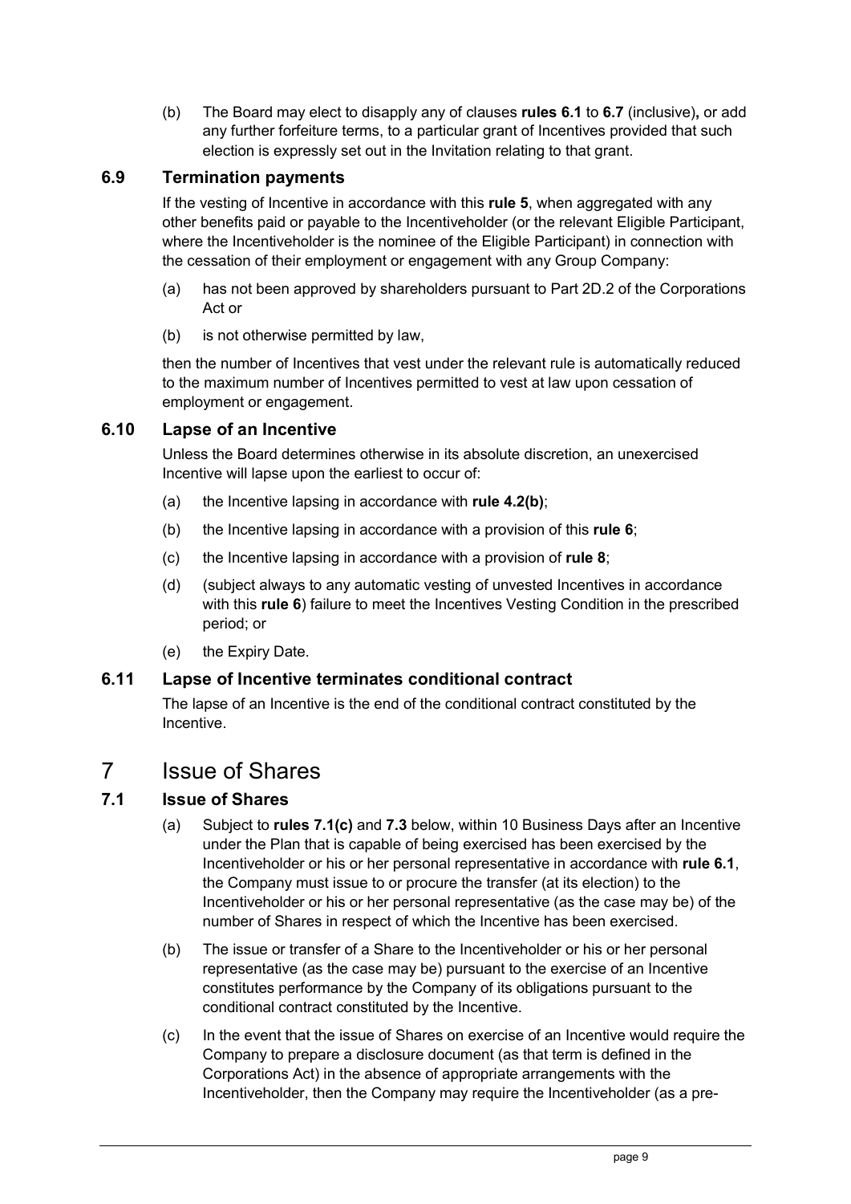(b) The Board may elect to disapply any of clauses **rules 6.1** to **6.7** (inclusive)**,** or add any further forfeiture terms, to a particular grant of Incentives provided that such election is expressly set out in the Invitation relating to that grant.

### 6.9 Termination payments

If the vesting of Incentive in accordance with this **rule 5**, when aggregated with any other benefits paid or payable to the Incentiveholder (or the relevant Eligible Participant, where the Incentiveholder is the nominee of the Eligible Participant) in connection with the cessation of their employment or engagement with any Group Company:

(a) has not been approved by shareholders pursuant to Part 2D.2 of the Corporations Act or

(b) is not otherwise permitted by law,

then the number of Incentives that vest under the relevant rule is automatically reduced to the maximum number of Incentives permitted to vest at law upon cessation of employment or engagement.

### 6.10 Lapse of an Incentive

Unless the Board determines otherwise in its absolute discretion, an unexercised Incentive will lapse upon the earliest to occur of:

(a) the Incentive lapsing in accordance with **rule 4.2(b)**;

(b) the Incentive lapsing in accordance with a provision of this **rule 6**;

(c) the Incentive lapsing in accordance with a provision of **rule 8**;

(d) (subject always to any automatic vesting of unvested Incentives in accordance with this **rule 6**) failure to meet the Incentives Vesting Condition in the prescribed period; or

(e) the Expiry Date.

### 6.11 Lapse of Incentive terminates conditional contract

The lapse of an Incentive is the end of the conditional contract constituted by the Incentive.

## 7 Issue of Shares

### 7.1 Issue of Shares

(a) Subject to **rules 7.1(c)** and **7.3** below, within 10 Business Days after an Incentive under the Plan that is capable of being exercised has been exercised by the Incentiveholder or his or her personal representative in accordance with **rule 6.1**, the Company must issue to or procure the transfer (at its election) to the Incentiveholder or his or her personal representative (as the case may be) of the number of Shares in respect of which the Incentive has been exercised.

(b) The issue or transfer of a Share to the Incentiveholder or his or her personal representative (as the case may be) pursuant to the exercise of an Incentive constitutes performance by the Company of its obligations pursuant to the conditional contract constituted by the Incentive.

(c) In the event that the issue of Shares on exercise of an Incentive would require the Company to prepare a disclosure document (as that term is defined in the Corporations Act) in the absence of appropriate arrangements with the Incentiveholder, then the Company may require the Incentiveholder (as a pre-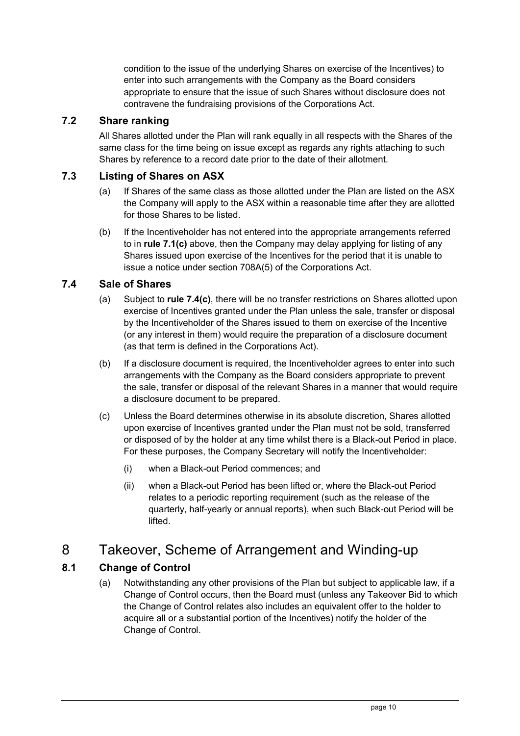condition to the issue of the underlying Shares on exercise of the Incentives) to enter into such arrangements with the Company as the Board considers appropriate to ensure that the issue of such Shares without disclosure does not contravene the fundraising provisions of the Corporations Act.

### 7.2 Share ranking

All Shares allotted under the Plan will rank equally in all respects with the Shares of the same class for the time being on issue except as regards any rights attaching to such Shares by reference to a record date prior to the date of their allotment.

### 7.3 Listing of Shares on ASX

(a) If Shares of the same class as those allotted under the Plan are listed on the ASX the Company will apply to the ASX within a reasonable time after they are allotted for those Shares to be listed.

(b) If the Incentiveholder has not entered into the appropriate arrangements referred to in **rule 7.1(c)** above, then the Company may delay applying for listing of any Shares issued upon exercise of the Incentives for the period that it is unable to issue a notice under section 708A(5) of the Corporations Act.

### 7.4 Sale of Shares

(a) Subject to **rule 7.4(c)**, there will be no transfer restrictions on Shares allotted upon exercise of Incentives granted under the Plan unless the sale, transfer or disposal by the Incentiveholder of the Shares issued to them on exercise of the Incentive (or any interest in them) would require the preparation of a disclosure document (as that term is defined in the Corporations Act).

(b) If a disclosure document is required, the Incentiveholder agrees to enter into such arrangements with the Company as the Board considers appropriate to prevent the sale, transfer or disposal of the relevant Shares in a manner that would require a disclosure document to be prepared.

(c) Unless the Board determines otherwise in its absolute discretion, Shares allotted upon exercise of Incentives granted under the Plan must not be sold, transferred or disposed of by the holder at any time whilst there is a Black-out Period in place. For these purposes, the Company Secretary will notify the Incentiveholder:

(i) when a Black-out Period commences; and

(ii) when a Black-out Period has been lifted or, where the Black-out Period relates to a periodic reporting requirement (such as the release of the quarterly, half-yearly or annual reports), when such Black-out Period will be lifted.

## 8 Takeover, Scheme of Arrangement and Winding-up

### 8.1 Change of Control

(a) Notwithstanding any other provisions of the Plan but subject to applicable law, if a Change of Control occurs, then the Board must (unless any Takeover Bid to which the Change of Control relates also includes an equivalent offer to the holder to acquire all or a substantial portion of the Incentives) notify the holder of the Change of Control.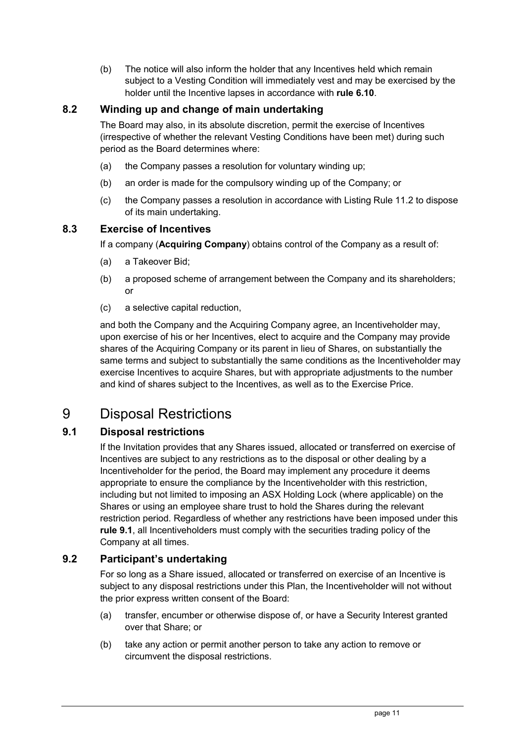(b) The notice will also inform the holder that any Incentives held which remain subject to a Vesting Condition will immediately vest and may be exercised by the holder until the Incentive lapses in accordance with **rule 6.10**.

### 8.2 Winding up and change of main undertaking

The Board may also, in its absolute discretion, permit the exercise of Incentives (irrespective of whether the relevant Vesting Conditions have been met) during such period as the Board determines where:

(a) the Company passes a resolution for voluntary winding up;

(b) an order is made for the compulsory winding up of the Company; or

(c) the Company passes a resolution in accordance with Listing Rule 11.2 to dispose of its main undertaking.

### 8.3 Exercise of Incentives

If a company (**Acquiring Company**) obtains control of the Company as a result of:

(a) a Takeover Bid;

(b) a proposed scheme of arrangement between the Company and its shareholders; or

(c) a selective capital reduction,

and both the Company and the Acquiring Company agree, an Incentiveholder may, upon exercise of his or her Incentives, elect to acquire and the Company may provide shares of the Acquiring Company or its parent in lieu of Shares, on substantially the same terms and subject to substantially the same conditions as the Incentiveholder may exercise Incentives to acquire Shares, but with appropriate adjustments to the number and kind of shares subject to the Incentives, as well as to the Exercise Price.

## 9 Disposal Restrictions

### 9.1 Disposal restrictions

If the Invitation provides that any Shares issued, allocated or transferred on exercise of Incentives are subject to any restrictions as to the disposal or other dealing by a Incentiveholder for the period, the Board may implement any procedure it deems appropriate to ensure the compliance by the Incentiveholder with this restriction, including but not limited to imposing an ASX Holding Lock (where applicable) on the Shares or using an employee share trust to hold the Shares during the relevant restriction period. Regardless of whether any restrictions have been imposed under this **rule 9.1**, all Incentiveholders must comply with the securities trading policy of the Company at all times.

### 9.2 Participant's undertaking

For so long as a Share issued, allocated or transferred on exercise of an Incentive is subject to any disposal restrictions under this Plan, the Incentiveholder will not without the prior express written consent of the Board:

(a) transfer, encumber or otherwise dispose of, or have a Security Interest granted over that Share; or

(b) take any action or permit another person to take any action to remove or circumvent the disposal restrictions.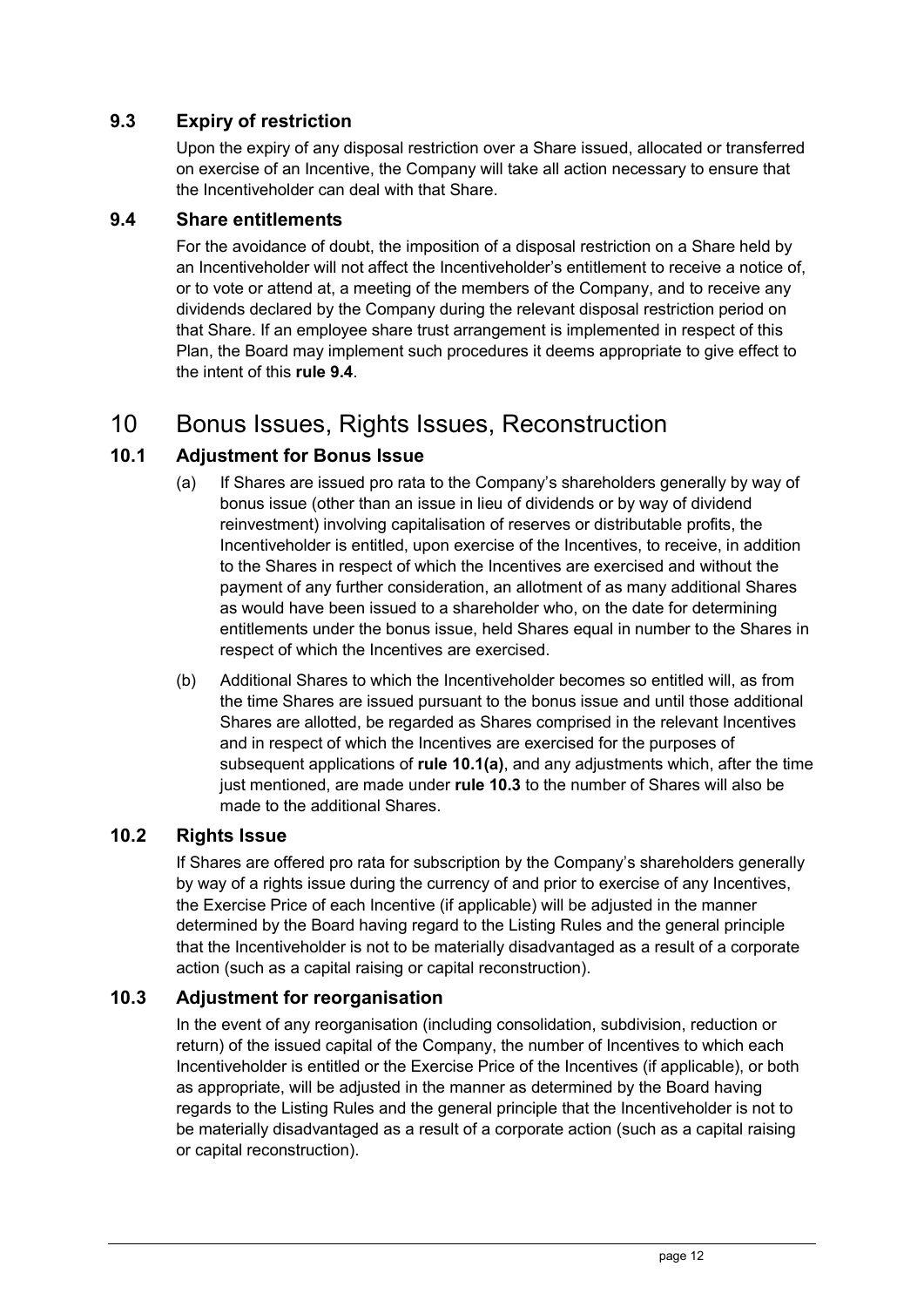### 9.3 Expiry of restriction

Upon the expiry of any disposal restriction over a Share issued, allocated or transferred on exercise of an Incentive, the Company will take all action necessary to ensure that the Incentiveholder can deal with that Share.

### 9.4 Share entitlements

For the avoidance of doubt, the imposition of a disposal restriction on a Share held by an Incentiveholder will not affect the Incentiveholder's entitlement to receive a notice of, or to vote or attend at, a meeting of the members of the Company, and to receive any dividends declared by the Company during the relevant disposal restriction period on that Share. If an employee share trust arrangement is implemented in respect of this Plan, the Board may implement such procedures it deems appropriate to give effect to the intent of this **rule 9.4**.

## 10 Bonus Issues, Rights Issues, Reconstruction

### 10.1 Adjustment for Bonus Issue

(a) If Shares are issued pro rata to the Company's shareholders generally by way of bonus issue (other than an issue in lieu of dividends or by way of dividend reinvestment) involving capitalisation of reserves or distributable profits, the Incentiveholder is entitled, upon exercise of the Incentives, to receive, in addition to the Shares in respect of which the Incentives are exercised and without the payment of any further consideration, an allotment of as many additional Shares as would have been issued to a shareholder who, on the date for determining entitlements under the bonus issue, held Shares equal in number to the Shares in respect of which the Incentives are exercised.

(b) Additional Shares to which the Incentiveholder becomes so entitled will, as from the time Shares are issued pursuant to the bonus issue and until those additional Shares are allotted, be regarded as Shares comprised in the relevant Incentives and in respect of which the Incentives are exercised for the purposes of subsequent applications of **rule 10.1(a)**, and any adjustments which, after the time just mentioned, are made under **rule 10.3** to the number of Shares will also be made to the additional Shares.

### 10.2 Rights Issue

If Shares are offered pro rata for subscription by the Company's shareholders generally by way of a rights issue during the currency of and prior to exercise of any Incentives, the Exercise Price of each Incentive (if applicable) will be adjusted in the manner determined by the Board having regard to the Listing Rules and the general principle that the Incentiveholder is not to be materially disadvantaged as a result of a corporate action (such as a capital raising or capital reconstruction).

### 10.3 Adjustment for reorganisation

In the event of any reorganisation (including consolidation, subdivision, reduction or return) of the issued capital of the Company, the number of Incentives to which each Incentiveholder is entitled or the Exercise Price of the Incentives (if applicable), or both as appropriate, will be adjusted in the manner as determined by the Board having regards to the Listing Rules and the general principle that the Incentiveholder is not to be materially disadvantaged as a result of a corporate action (such as a capital raising or capital reconstruction).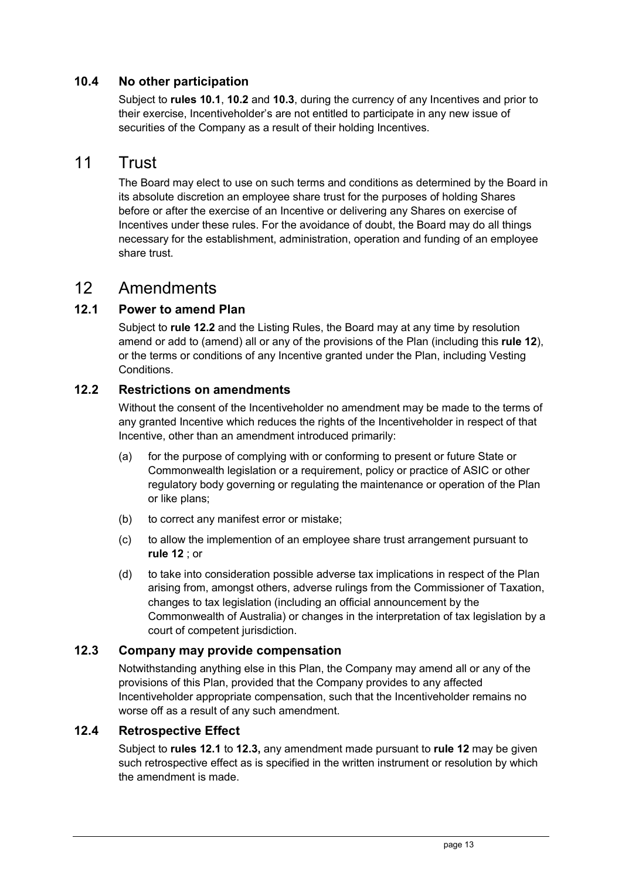### 10.4 No other participation

Subject to **rules 10.1**, **10.2** and **10.3**, during the currency of any Incentives and prior to their exercise, Incentiveholder's are not entitled to participate in any new issue of securities of the Company as a result of their holding Incentives.

## 11 Trust

The Board may elect to use on such terms and conditions as determined by the Board in its absolute discretion an employee share trust for the purposes of holding Shares before or after the exercise of an Incentive or delivering any Shares on exercise of Incentives under these rules. For the avoidance of doubt, the Board may do all things necessary for the establishment, administration, operation and funding of an employee share trust.

## 12 Amendments

### 12.1 Power to amend Plan

Subject to **rule 12.2** and the Listing Rules, the Board may at any time by resolution amend or add to (amend) all or any of the provisions of the Plan (including this **rule 12**), or the terms or conditions of any Incentive granted under the Plan, including Vesting Conditions.

### 12.2 Restrictions on amendments

Without the consent of the Incentiveholder no amendment may be made to the terms of any granted Incentive which reduces the rights of the Incentiveholder in respect of that Incentive, other than an amendment introduced primarily:

(a) for the purpose of complying with or conforming to present or future State or Commonwealth legislation or a requirement, policy or practice of ASIC or other regulatory body governing or regulating the maintenance or operation of the Plan or like plans;

(b) to correct any manifest error or mistake;

(c) to allow the implemention of an employee share trust arrangement pursuant to **rule 12** ; or

(d) to take into consideration possible adverse tax implications in respect of the Plan arising from, amongst others, adverse rulings from the Commissioner of Taxation, changes to tax legislation (including an official announcement by the Commonwealth of Australia) or changes in the interpretation of tax legislation by a court of competent jurisdiction.

### 12.3 Company may provide compensation

Notwithstanding anything else in this Plan, the Company may amend all or any of the provisions of this Plan, provided that the Company provides to any affected Incentiveholder appropriate compensation, such that the Incentiveholder remains no worse off as a result of any such amendment.

### 12.4 Retrospective Effect

Subject to **rules 12.1** to **12.3,** any amendment made pursuant to **rule 12** may be given such retrospective effect as is specified in the written instrument or resolution by which the amendment is made.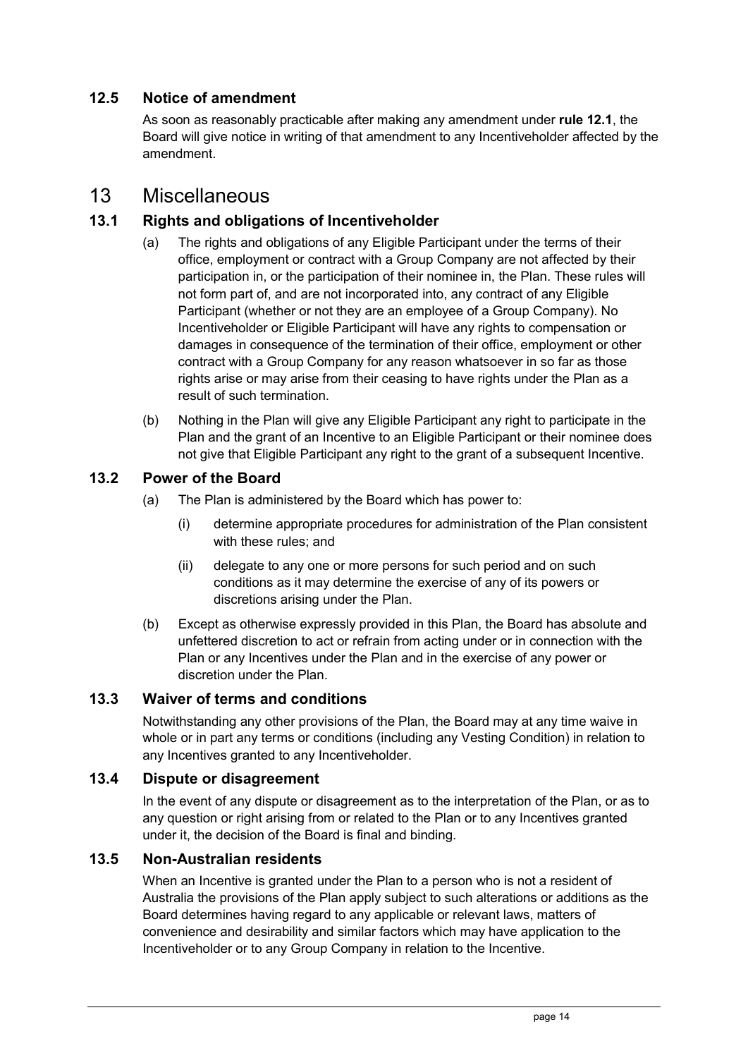### 12.5 Notice of amendment

As soon as reasonably practicable after making any amendment under **rule 12.1**, the Board will give notice in writing of that amendment to any Incentiveholder affected by the amendment.

## 13 Miscellaneous

### 13.1 Rights and obligations of Incentiveholder

(a) The rights and obligations of any Eligible Participant under the terms of their office, employment or contract with a Group Company are not affected by their participation in, or the participation of their nominee in, the Plan. These rules will not form part of, and are not incorporated into, any contract of any Eligible Participant (whether or not they are an employee of a Group Company). No Incentiveholder or Eligible Participant will have any rights to compensation or damages in consequence of the termination of their office, employment or other contract with a Group Company for any reason whatsoever in so far as those rights arise or may arise from their ceasing to have rights under the Plan as a result of such termination.

(b) Nothing in the Plan will give any Eligible Participant any right to participate in the Plan and the grant of an Incentive to an Eligible Participant or their nominee does not give that Eligible Participant any right to the grant of a subsequent Incentive.

### 13.2 Power of the Board

(a) The Plan is administered by the Board which has power to:

(i) determine appropriate procedures for administration of the Plan consistent with these rules; and

(ii) delegate to any one or more persons for such period and on such conditions as it may determine the exercise of any of its powers or discretions arising under the Plan.

(b) Except as otherwise expressly provided in this Plan, the Board has absolute and unfettered discretion to act or refrain from acting under or in connection with the Plan or any Incentives under the Plan and in the exercise of any power or discretion under the Plan.

### 13.3 Waiver of terms and conditions

Notwithstanding any other provisions of the Plan, the Board may at any time waive in whole or in part any terms or conditions (including any Vesting Condition) in relation to any Incentives granted to any Incentiveholder.

### 13.4 Dispute or disagreement

In the event of any dispute or disagreement as to the interpretation of the Plan, or as to any question or right arising from or related to the Plan or to any Incentives granted under it, the decision of the Board is final and binding.

### 13.5 Non-Australian residents

When an Incentive is granted under the Plan to a person who is not a resident of Australia the provisions of the Plan apply subject to such alterations or additions as the Board determines having regard to any applicable or relevant laws, matters of convenience and desirability and similar factors which may have application to the Incentiveholder or to any Group Company in relation to the Incentive.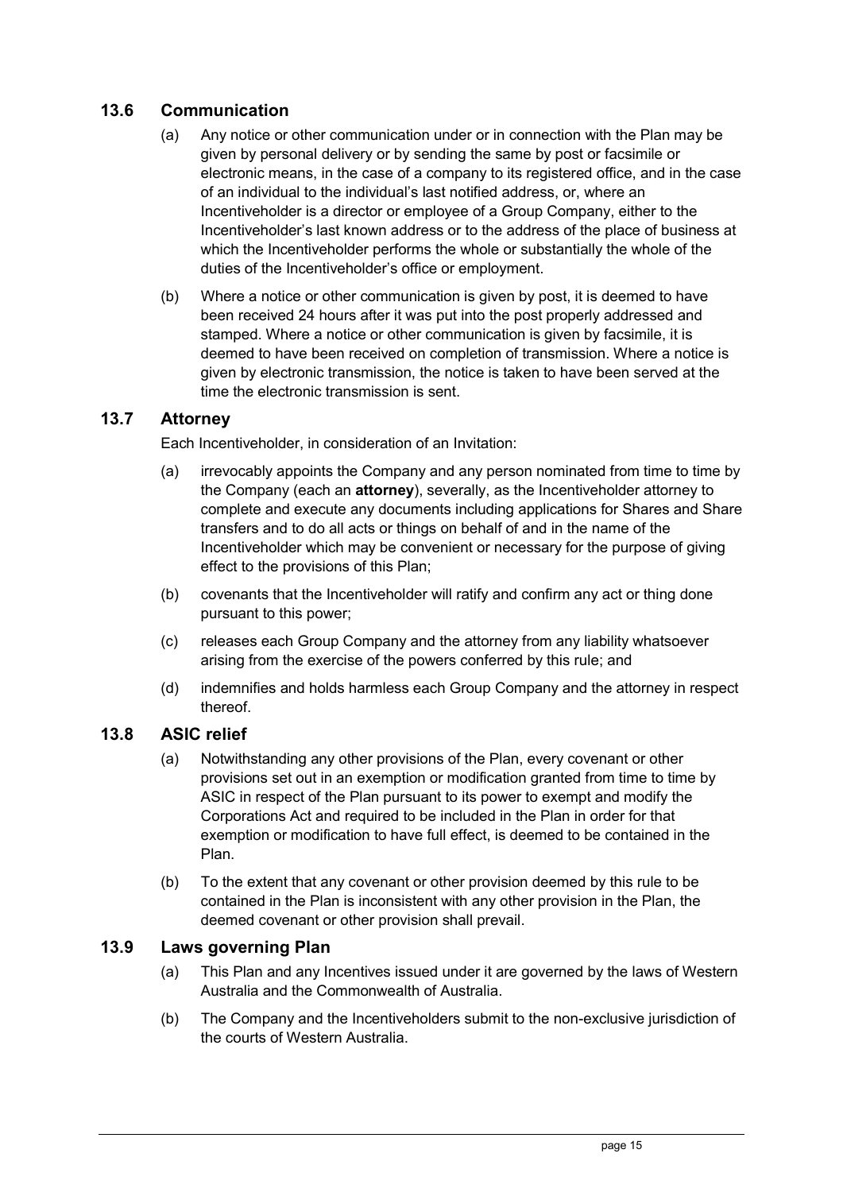## 13.6 Communication

(a) Any notice or other communication under or in connection with the Plan may be given by personal delivery or by sending the same by post or facsimile or electronic means, in the case of a company to its registered office, and in the case of an individual to the individual's last notified address, or, where an Incentiveholder is a director or employee of a Group Company, either to the Incentiveholder's last known address or to the address of the place of business at which the Incentiveholder performs the whole or substantially the whole of the duties of the Incentiveholder's office or employment.

(b) Where a notice or other communication is given by post, it is deemed to have been received 24 hours after it was put into the post properly addressed and stamped. Where a notice or other communication is given by facsimile, it is deemed to have been received on completion of transmission. Where a notice is given by electronic transmission, the notice is taken to have been served at the time the electronic transmission is sent.

## 13.7 Attorney

Each Incentiveholder, in consideration of an Invitation:

(a) irrevocably appoints the Company and any person nominated from time to time by the Company (each an **attorney**), severally, as the Incentiveholder attorney to complete and execute any documents including applications for Shares and Share transfers and to do all acts or things on behalf of and in the name of the Incentiveholder which may be convenient or necessary for the purpose of giving effect to the provisions of this Plan;

(b) covenants that the Incentiveholder will ratify and confirm any act or thing done pursuant to this power;

(c) releases each Group Company and the attorney from any liability whatsoever arising from the exercise of the powers conferred by this rule; and

(d) indemnifies and holds harmless each Group Company and the attorney in respect thereof.

## 13.8 ASIC relief

(a) Notwithstanding any other provisions of the Plan, every covenant or other provisions set out in an exemption or modification granted from time to time by ASIC in respect of the Plan pursuant to its power to exempt and modify the Corporations Act and required to be included in the Plan in order for that exemption or modification to have full effect, is deemed to be contained in the Plan.

(b) To the extent that any covenant or other provision deemed by this rule to be contained in the Plan is inconsistent with any other provision in the Plan, the deemed covenant or other provision shall prevail.

## 13.9 Laws governing Plan

(a) This Plan and any Incentives issued under it are governed by the laws of Western Australia and the Commonwealth of Australia.

(b) The Company and the Incentiveholders submit to the non-exclusive jurisdiction of the courts of Western Australia.